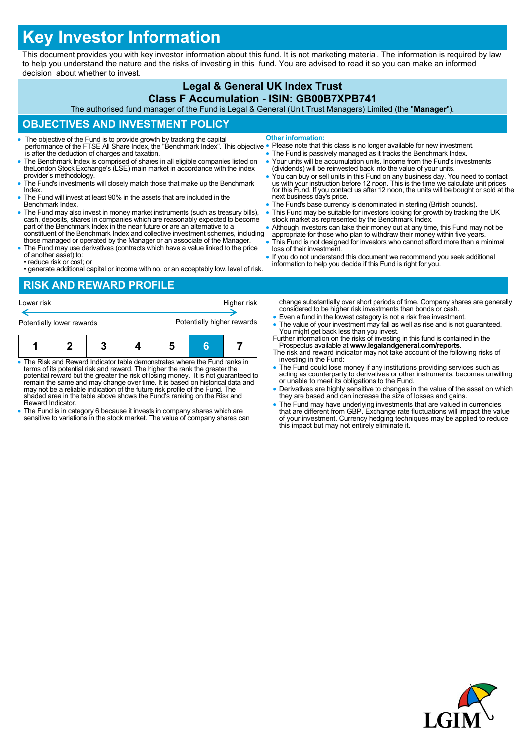# Key Investor Information

This document provides you with key investor information about this fund. It is not marketing material. The information is required by law to help you understand the nature and the risks of investing in this fund. You are advised to read it so you can make an informed decision about whether to invest.

## Legal & General UK Index Trust

## Class F Accumulation - ISIN: GB00B7XPB741

The authorised fund manager of the Fund is Legal & General (Unit Trust Managers) Limited (the "**Manager**").

## OBJECTIVES AND INVESTMENT POLICY

- The objective of the Fund is to provide growth by tracking the capital performance of the FTSE All Share Index, the "Benchmark Index". This objective is after the deduction of charges and taxation.
- The Benchmark Index is comprised of shares in all eligible companies listed on theLondon Stock Exchange's (LSE) main market in accordance with the index provider's methodology.
- The Fund's investments will closely match those that make up the Benchmark Index.
- The Fund will invest at least 90% in the assets that are included in the Benchmark Index.
- The Fund may also invest in money market instruments (such as treasury bills), cash, deposits, shares in companies which are reasonably expected to become part of the Benchmark Index in the near future or are an alternative to a constituent of the Benchmark Index and collective investment schemes, including those managed or operated by the Manager or an associate of the Manager.
- The Fund may use derivatives (contracts which have a value linked to the price of another asset) to:
  - • reduce risk or cost; or
  - • generate additional capital or income with no, or an acceptably low, level of risk.

**Other information:**

- Please note that this class is no longer available for new investment.
- The Fund is passively managed as it tracks the Benchmark Index.
- Your units will be accumulation units. Income from the Fund's investments (dividends) will be reinvested back into the value of your units.
- You can buy or sell units in this Fund on any business day. You need to contact us with your instruction before 12 noon. This is the time we calculate unit prices for this Fund. If you contact us after 12 noon, the units will be bought or sold at the next business day's price.
- The Fund's base currency is denominated in sterling (British pounds).
- This Fund may be suitable for investors looking for growth by tracking the UK stock market as represented by the Benchmark Index.
- Although investors can take their money out at any time, this Fund may not be appropriate for those who plan to withdraw their money within five years.
- This Fund is not designed for investors who cannot afford more than a minimal loss of their investment.
- If you do not understand this document we recommend you seek additional information to help you decide if this Fund is right for you.

## RISK AND REWARD PROFILE

Lower risk — Higher risk

Potentially lower rewards — Potentially higher rewards

| 1 | 2 | 3 | 4 | 5 | 6 | 7 |
|---|---|---|---|---|---|---|

- The Risk and Reward Indicator table demonstrates where the Fund ranks in terms of its potential risk and reward. The higher the rank the greater the potential reward but the greater the risk of losing money. It is not guaranteed to remain the same and may change over time. It is based on historical data and may not be a reliable indication of the future risk profile of the Fund. The shaded area in the table above shows the Fund's ranking on the Risk and Reward Indicator.
- The Fund is in category 6 because it invests in company shares which are sensitive to variations in the stock market. The value of company shares can change substantially over short periods of time. Company shares are generally considered to be higher risk investments than bonds or cash.
- Even a fund in the lowest category is not a risk free investment.
- The value of your investment may fall as well as rise and is not guaranteed. You might get back less than you invest.

Further information on the risks of investing in this fund is contained in the Prospectus available at **www.legalandgeneral.com/reports**.

The risk and reward indicator may not take account of the following risks of investing in the Fund:

- The Fund could lose money if any institutions providing services such as acting as counterparty to derivatives or other instruments, becomes unwilling or unable to meet its obligations to the Fund.
- Derivatives are highly sensitive to changes in the value of the asset on which they are based and can increase the size of losses and gains.
- The Fund may have underlying investments that are valued in currencies that are different from GBP. Exchange rate fluctuations will impact the value of your investment. Currency hedging techniques may be applied to reduce this impact but may not entirely eliminate it.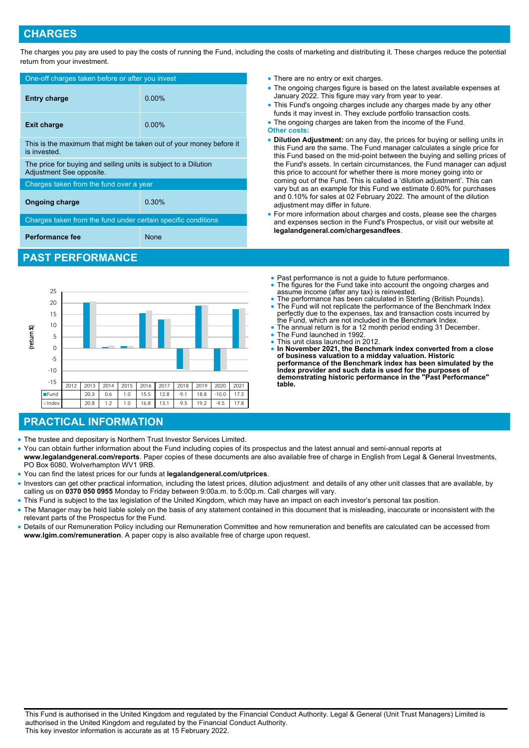## CHARGES

The charges you pay are used to pay the costs of running the Fund, including the costs of marketing and distributing it. These charges reduce the potential return from your investment.

| One-off charges taken before or after you invest | |
|---|---|
| **Entry charge** | 0.00% |
| **Exit charge** | 0.00% |
| This is the maximum that might be taken out of your money before it is invested. | |
| The price for buying and selling units is subject to a Dilution Adjustment See opposite. | |
| **Charges taken from the fund over a year** | |
| **Ongoing charge** | 0.30% |
| **Charges taken from the fund under certain specific conditions** | |
| **Performance fee** | None |

- There are no entry or exit charges.
- The ongoing charges figure is based on the latest available expenses at January 2022. This figure may vary from year to year.
- This Fund's ongoing charges include any charges made by any other funds it may invest in. They exclude portfolio transaction costs.
- The ongoing charges are taken from the income of the Fund.

**Other costs:**

- **Dilution Adjustment:** on any day, the prices for buying or selling units in this Fund are the same. The Fund manager calculates a single price for this Fund based on the mid-point between the buying and selling prices of the Fund's assets. In certain circumstances, the Fund manager can adjust this price to account for whether there is more money going into or coming out of the Fund. This is called a 'dilution adjustment'. This can vary but as an example for this Fund we estimate 0.60% for purchases and 0.10% for sales at 02 February 2022. The amount of the dilution adjustment may differ in future.
- For more information about charges and costs, please see the charges and expenses section in the Fund's Prospectus, or visit our website at **legalandgeneral.com/chargesandfees**.

## PAST PERFORMANCE

(return %)

25
20
15
10
5
0
-5
-10
-15

2012 2013 2014 2015 2016 2017 2018 2019 2020 2021

Fund: 20.3 0.6 1.0 15.5 12.8 -9.1 18.8 -10.0 17.3

Index: 20.8 1.2 1.0 16.8 13.1 -9.5 19.2 -9.5 17.8

- Past performance is not a guide to future performance.
- The figures for the Fund take into account the ongoing charges and assume income (after any tax) is reinvested.
- The performance has been calculated in Sterling (British Pounds).
- The Fund will not replicate the performance of the Benchmark Index perfectly due to the expenses, tax and transaction costs incurred by the Fund, which are not included in the Benchmark Index.
- The annual return is for a 12 month period ending 31 December.
- The Fund launched in 1992.
- This unit class launched in 2012.
- **In November 2021, the Benchmark index converted from a close of business valuation to a midday valuation. Historic performance of the Benchmark index has been simulated by the Index provider and such data is used for the purposes of demonstrating historic performance in the "Past Performance" table.**

## PRACTICAL INFORMATION

- The trustee and depositary is Northern Trust Investor Services Limited.
- You can obtain further information about the Fund including copies of its prospectus and the latest annual and semi-annual reports at **www.legalandgeneral.com/reports**. Paper copies of these documents are also available free of charge in English from Legal & General Investments, PO Box 6080, Wolverhampton WV1 9RB.
- You can find the latest prices for our funds at **legalandgeneral.com/utprices**.
- Investors can get other practical information, including the latest prices, dilution adjustment and details of any other unit classes that are available, by calling us on **0370 050 0955** Monday to Friday between 9:00a.m. to 5:00p.m. Call charges will vary.
- This Fund is subject to the tax legislation of the United Kingdom, which may have an impact on each investor's personal tax position.
- The Manager may be held liable solely on the basis of any statement contained in this document that is misleading, inaccurate or inconsistent with the relevant parts of the Prospectus for the Fund.
- Details of our Remuneration Policy including our Remuneration Committee and how remuneration and benefits are calculated can be accessed from **www.lgim.com/remuneration**. A paper copy is also available free of charge upon request.

This Fund is authorised in the United Kingdom and regulated by the Financial Conduct Authority. Legal & General (Unit Trust Managers) Limited is authorised in the United Kingdom and regulated by the Financial Conduct Authority.
This key investor information is accurate as at 15 February 2022.